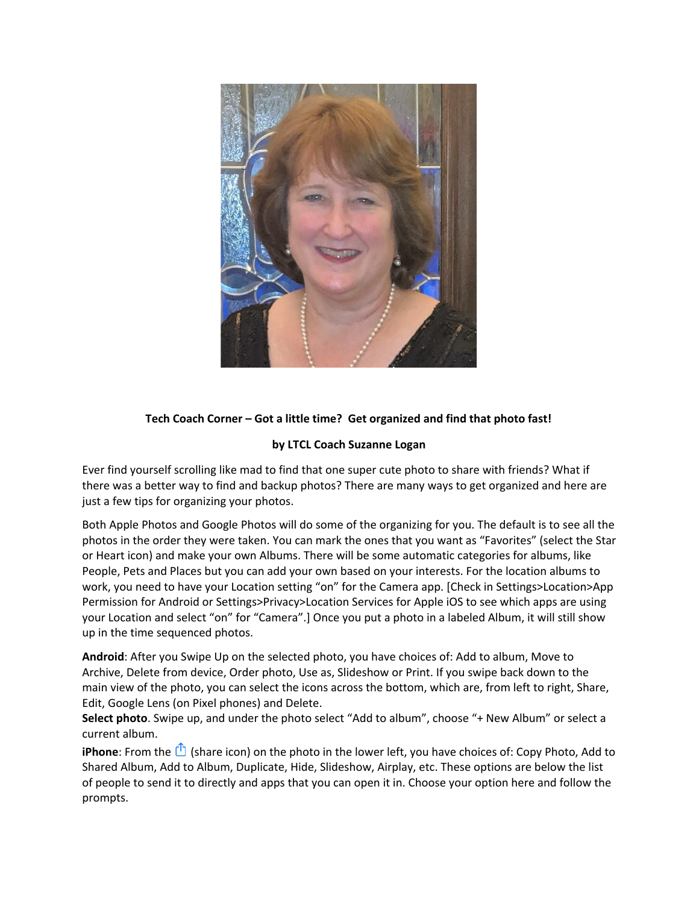**Tech Coach Corner – Got a little time? Get organized and find that photo fast!**

**by LTCL Coach Suzanne Logan**

Ever find yourself scrolling like mad to find that one super cute photo to share with friends? What if there was a better way to find and backup photos? There are many ways to get organized and here are just a few tips for organizing your photos.

Both Apple Photos and Google Photos will do some of the organizing for you. The default is to see all the photos in the order they were taken. You can mark the ones that you want as "Favorites" (select the Star or Heart icon) and make your own Albums. There will be some automatic categories for albums, like People, Pets and Places but you can add your own based on your interests. For the location albums to work, you need to have your Location setting "on" for the Camera app. [Check in Settings>Location>App Permission for Android or Settings>Privacy>Location Services for Apple iOS to see which apps are using your Location and select "on" for "Camera".] Once you put a photo in a labeled Album, it will still show up in the time sequenced photos.

**Android**: After you Swipe Up on the selected photo, you have choices of: Add to album, Move to Archive, Delete from device, Order photo, Use as, Slideshow or Print. If you swipe back down to the main view of the photo, you can select the icons across the bottom, which are, from left to right, Share, Edit, Google Lens (on Pixel phones) and Delete.
**Select photo**. Swipe up, and under the photo select "Add to album", choose "+ New Album" or select a current album.

**iPhone**: From the (share icon) on the photo in the lower left, you have choices of: Copy Photo, Add to Shared Album, Add to Album, Duplicate, Hide, Slideshow, Airplay, etc. These options are below the list of people to send it to directly and apps that you can open it in. Choose your option here and follow the prompts.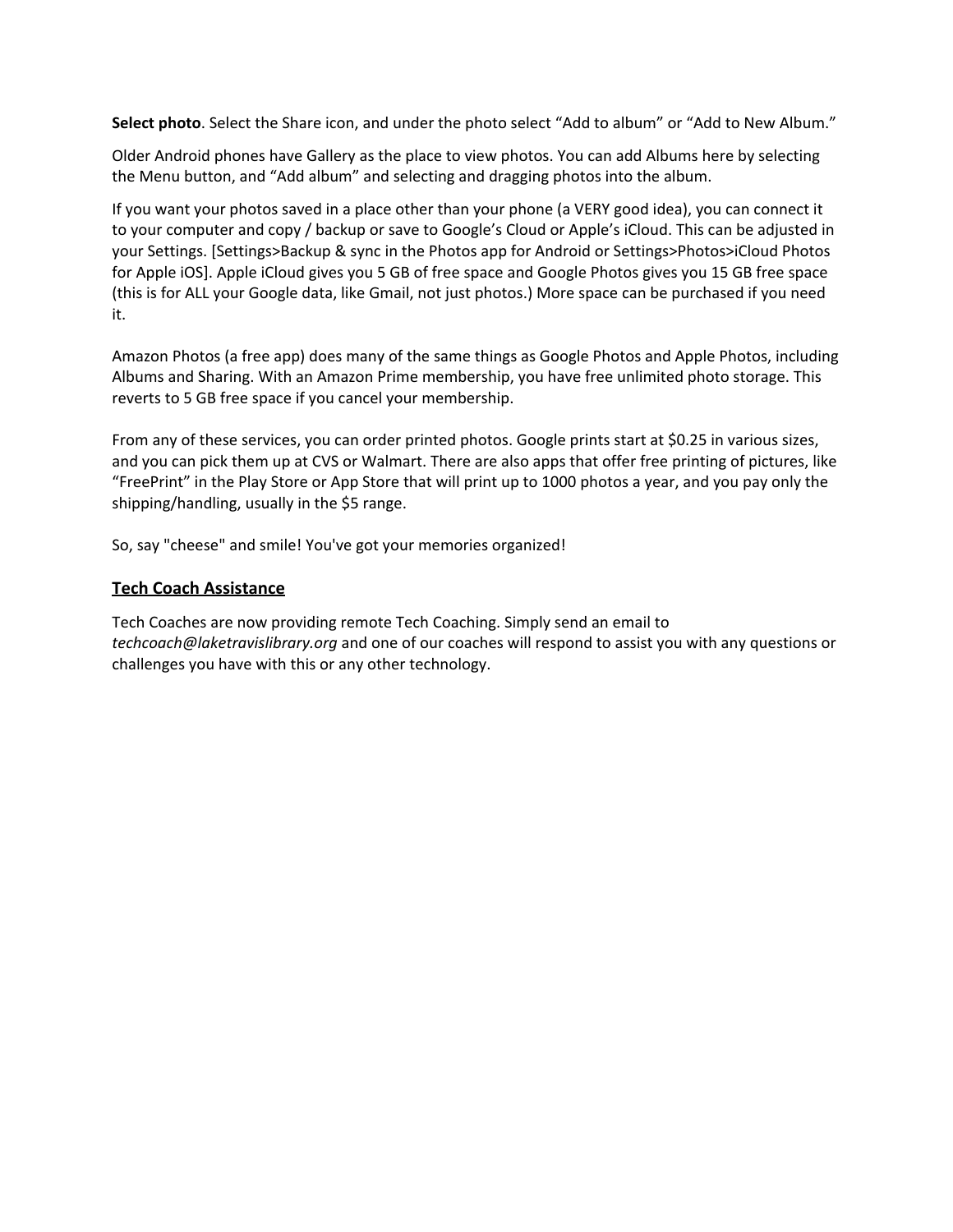**Select photo**. Select the Share icon, and under the photo select “Add to album” or “Add to New Album.”

Older Android phones have Gallery as the place to view photos. You can add Albums here by selecting the Menu button, and “Add album” and selecting and dragging photos into the album.

If you want your photos saved in a place other than your phone (a VERY good idea), you can connect it to your computer and copy / backup or save to Google’s Cloud or Apple’s iCloud. This can be adjusted in your Settings. [Settings>Backup & sync in the Photos app for Android or Settings>Photos>iCloud Photos for Apple iOS]. Apple iCloud gives you 5 GB of free space and Google Photos gives you 15 GB free space (this is for ALL your Google data, like Gmail, not just photos.) More space can be purchased if you need it.

Amazon Photos (a free app) does many of the same things as Google Photos and Apple Photos, including Albums and Sharing. With an Amazon Prime membership, you have free unlimited photo storage. This reverts to 5 GB free space if you cancel your membership.

From any of these services, you can order printed photos. Google prints start at $0.25 in various sizes, and you can pick them up at CVS or Walmart. There are also apps that offer free printing of pictures, like “FreePrint” in the Play Store or App Store that will print up to 1000 photos a year, and you pay only the shipping/handling, usually in the $5 range.

So, say "cheese" and smile! You've got your memories organized!

## Tech Coach Assistance

Tech Coaches are now providing remote Tech Coaching. Simply send an email to *techcoach@laketravislibrary.org* and one of our coaches will respond to assist you with any questions or challenges you have with this or any other technology.